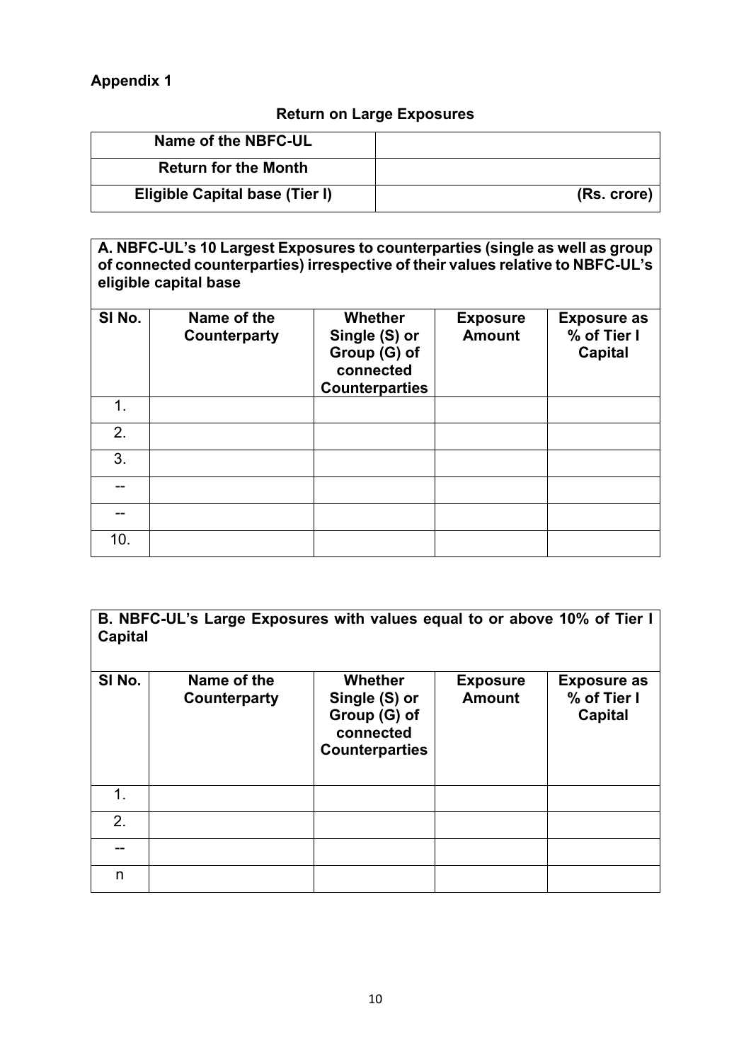**Appendix 1**

**Return on Large Exposures**

| **Name of the NBFC-UL** | |
|---|---|
| **Return for the Month** | |
| **Eligible Capital base (Tier I)** | **(Rs. crore)** |

**A. NBFC-UL's 10 Largest Exposures to counterparties (single as well as group of connected counterparties) irrespective of their values relative to NBFC-UL's eligible capital base**

| Sl No. | Name of the Counterparty | Whether Single (S) or Group (G) of connected Counterparties | Exposure Amount | Exposure as % of Tier I Capital |
|---|---|---|---|---|
| 1. | | | | |
| 2. | | | | |
| 3. | | | | |
| -- | | | | |
| -- | | | | |
| 10. | | | | |

**B. NBFC-UL's Large Exposures with values equal to or above 10% of Tier I Capital**

| Sl No. | Name of the Counterparty | Whether Single (S) or Group (G) of connected Counterparties | Exposure Amount | Exposure as % of Tier I Capital |
|---|---|---|---|---|
| 1. | | | | |
| 2. | | | | |
| -- | | | | |
| n | | | | |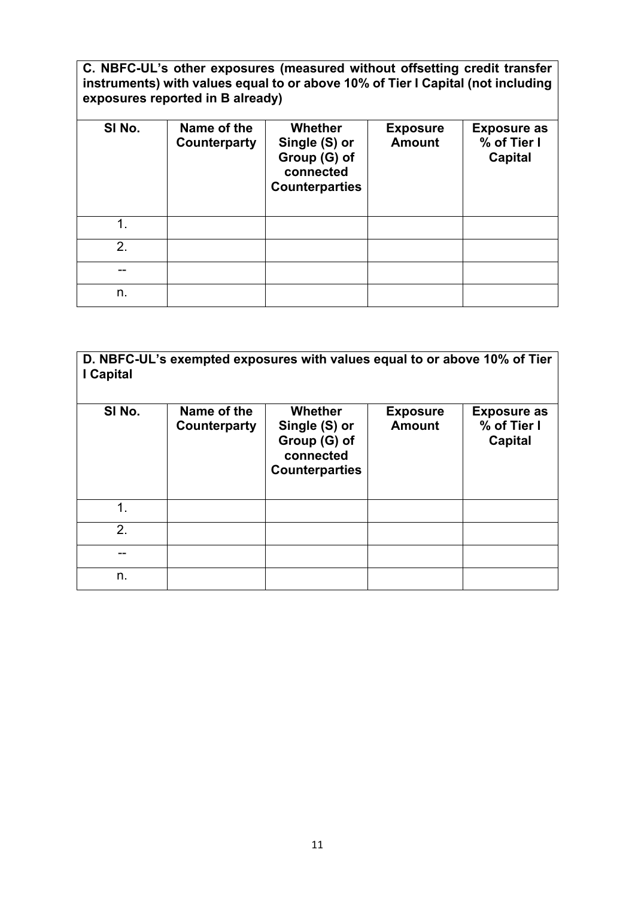**C. NBFC-UL's other exposures (measured without offsetting credit transfer instruments) with values equal to or above 10% of Tier I Capital (not including exposures reported in B already)**

| Sl No. | Name of the Counterparty | Whether Single (S) or Group (G) of connected Counterparties | Exposure Amount | Exposure as % of Tier I Capital |
|---|---|---|---|---|
| 1. | | | | |
| 2. | | | | |
| -- | | | | |
| n. | | | | |

**D. NBFC-UL's exempted exposures with values equal to or above 10% of Tier I Capital**

| Sl No. | Name of the Counterparty | Whether Single (S) or Group (G) of connected Counterparties | Exposure Amount | Exposure as % of Tier I Capital |
|---|---|---|---|---|
| 1. | | | | |
| 2. | | | | |
| -- | | | | |
| n. | | | | |